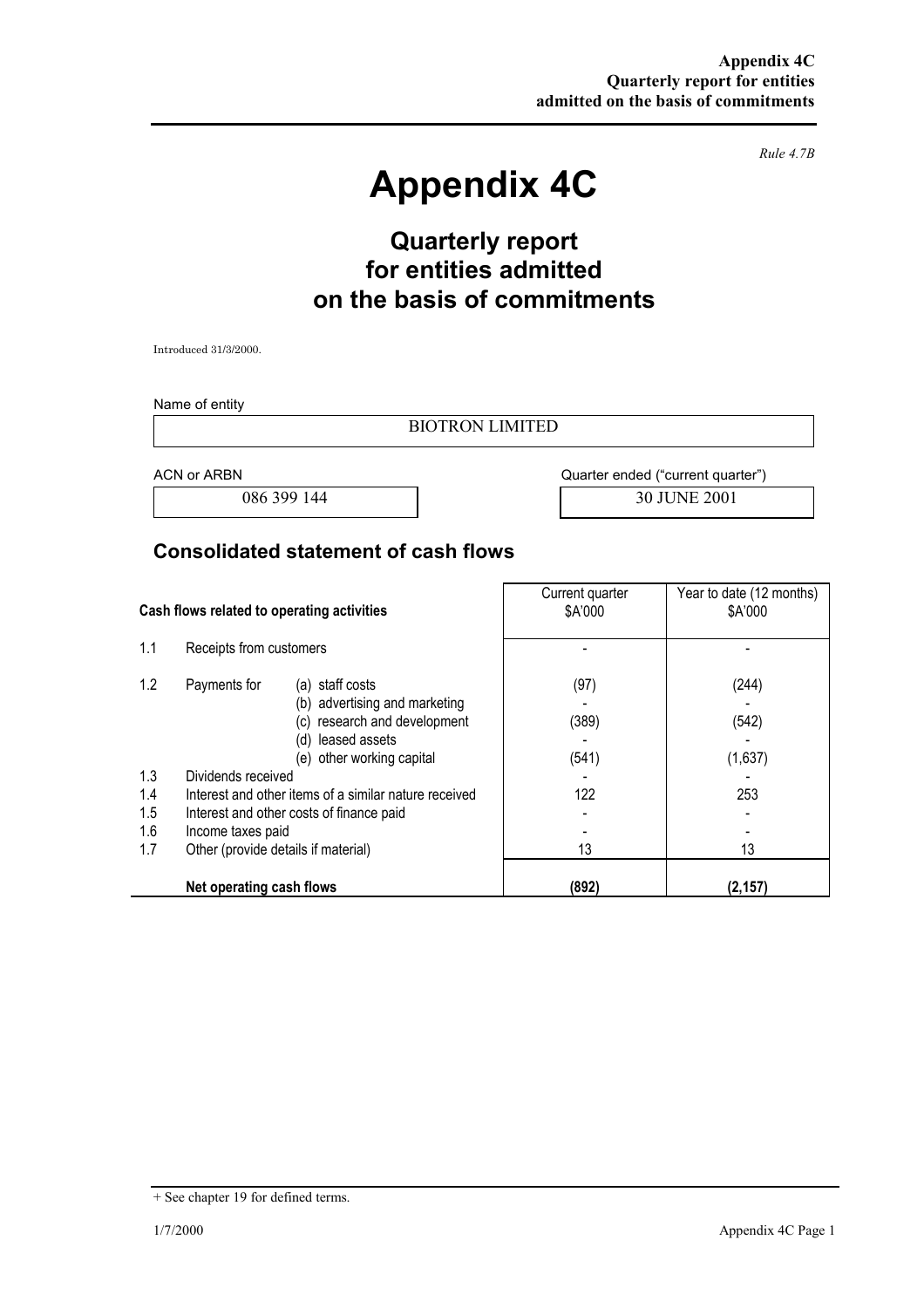*Rule 4.7B*

# Appendix 4C

## Quarterly report for entities admitted on the basis of commitments

Introduced 31/3/2000.

Name of entity

BIOTRON LIMITED

| ACN or ARBN | Quarter ended ("current quarter") |
|---|---|
| 086 399 144 | 30 JUNE 2001 |

## Consolidated statement of cash flows

| | Cash flows related to operating activities | Current quarter $A'000 | Year to date (12 months) $A'000 |
|---|---|---|---|
| 1.1 | Receipts from customers | - | - |
| 1.2 | Payments for (a) staff costs | (97) | (244) |
| | (b) advertising and marketing | - | - |
| | (c) research and development | (389) | (542) |
| | (d) leased assets | - | - |
| | (e) other working capital | (541) | (1,637) |
| 1.3 | Dividends received | - | - |
| 1.4 | Interest and other items of a similar nature received | 122 | 253 |
| 1.5 | Interest and other costs of finance paid | - | - |
| 1.6 | Income taxes paid | - | - |
| 1.7 | Other (provide details if material) | 13 | 13 |
| | **Net operating cash flows** | **(892)** | **(2,157)** |

+ See chapter 19 for defined terms.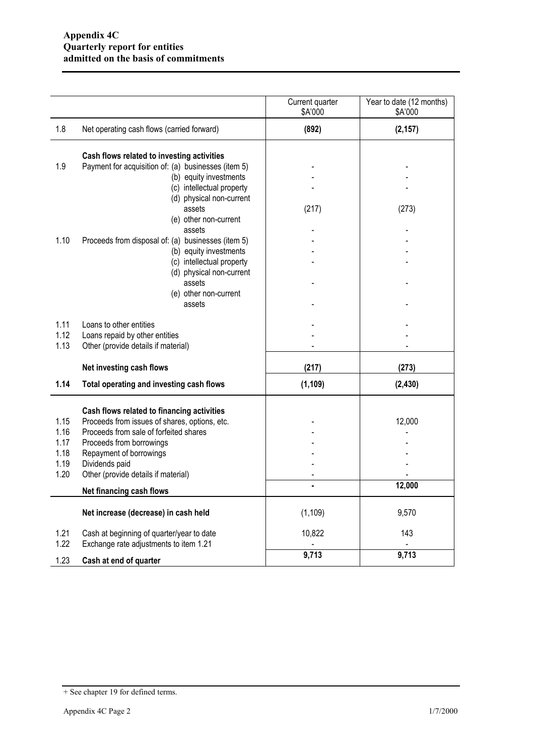**Appendix 4C**
**Quarterly report for entities**
**admitted on the basis of commitments**

| | | Current quarter $A'000 | Year to date (12 months) $A'000 |
|---|---|---|---|
| 1.8 | Net operating cash flows (carried forward) | **(892)** | **(2,157)** |
| | **Cash flows related to investing activities** | | |
| 1.9 | Payment for acquisition of: (a) businesses (item 5) | - | - |
| | (b) equity investments | - | - |
| | (c) intellectual property | - | - |
| | (d) physical non-current assets | (217) | (273) |
| | (e) other non-current assets | - | - |
| 1.10 | Proceeds from disposal of: (a) businesses (item 5) | - | - |
| | (b) equity investments | - | - |
| | (c) intellectual property | - | - |
| | (d) physical non-current assets | - | - |
| | (e) other non-current assets | - | - |
| 1.11 | Loans to other entities | - | - |
| 1.12 | Loans repaid by other entities | - | - |
| 1.13 | Other (provide details if material) | - | - |
| | **Net investing cash flows** | **(217)** | **(273)** |
| **1.14** | **Total operating and investing cash flows** | **(1,109)** | **(2,430)** |
| | **Cash flows related to financing activities** | | |
| 1.15 | Proceeds from issues of shares, options, etc. | - | 12,000 |
| 1.16 | Proceeds from sale of forfeited shares | - | - |
| 1.17 | Proceeds from borrowings | - | - |
| 1.18 | Repayment of borrowings | - | - |
| 1.19 | Dividends paid | - | - |
| 1.20 | Other (provide details if material) | - | - |
| | **Net financing cash flows** | **-** | **12,000** |
| | **Net increase (decrease) in cash held** | (1,109) | 9,570 |
| 1.21 | Cash at beginning of quarter/year to date | 10,822 | 143 |
| 1.22 | Exchange rate adjustments to item 1.21 | - | - |
| 1.23 | **Cash at end of quarter** | **9,713** | **9,713** |

+ See chapter 19 for defined terms.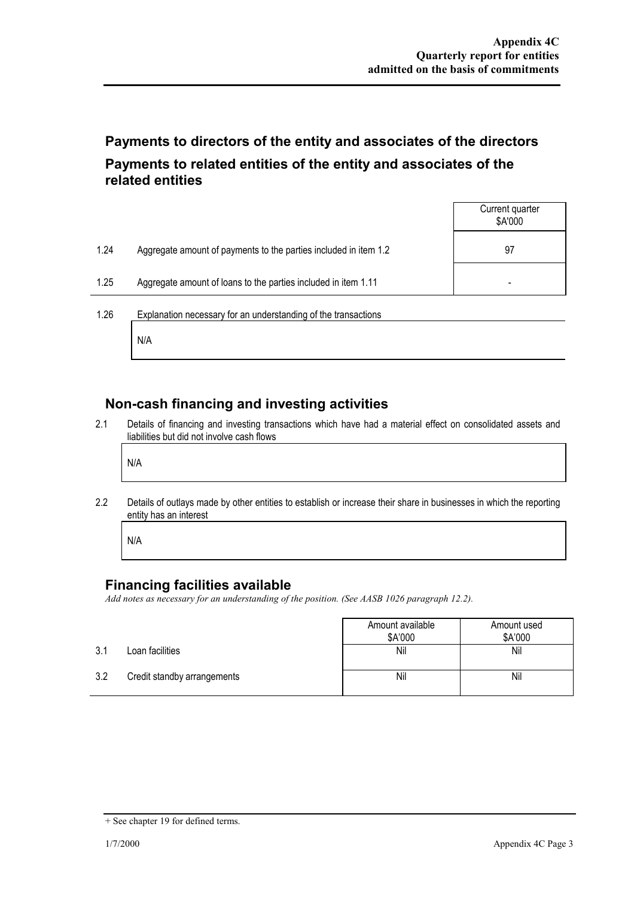## Payments to directors of the entity and associates of the directors

## Payments to related entities of the entity and associates of the related entities

| | | Current quarter $A'000 |
|---|---|---|
| 1.24 | Aggregate amount of payments to the parties included in item 1.2 | 97 |
| 1.25 | Aggregate amount of loans to the parties included in item 1.11 | - |

1.26 Explanation necessary for an understanding of the transactions

N/A

## Non-cash financing and investing activities

2.1 Details of financing and investing transactions which have had a material effect on consolidated assets and liabilities but did not involve cash flows

N/A

2.2 Details of outlays made by other entities to establish or increase their share in businesses in which the reporting entity has an interest

N/A

## Financing facilities available

*Add notes as necessary for an understanding of the position. (See AASB 1026 paragraph 12.2).*

| | | Amount available $A'000 | Amount used $A'000 |
|---|---|---|---|
| 3.1 | Loan facilities | Nil | Nil |
| 3.2 | Credit standby arrangements | Nil | Nil |

+ See chapter 19 for defined terms.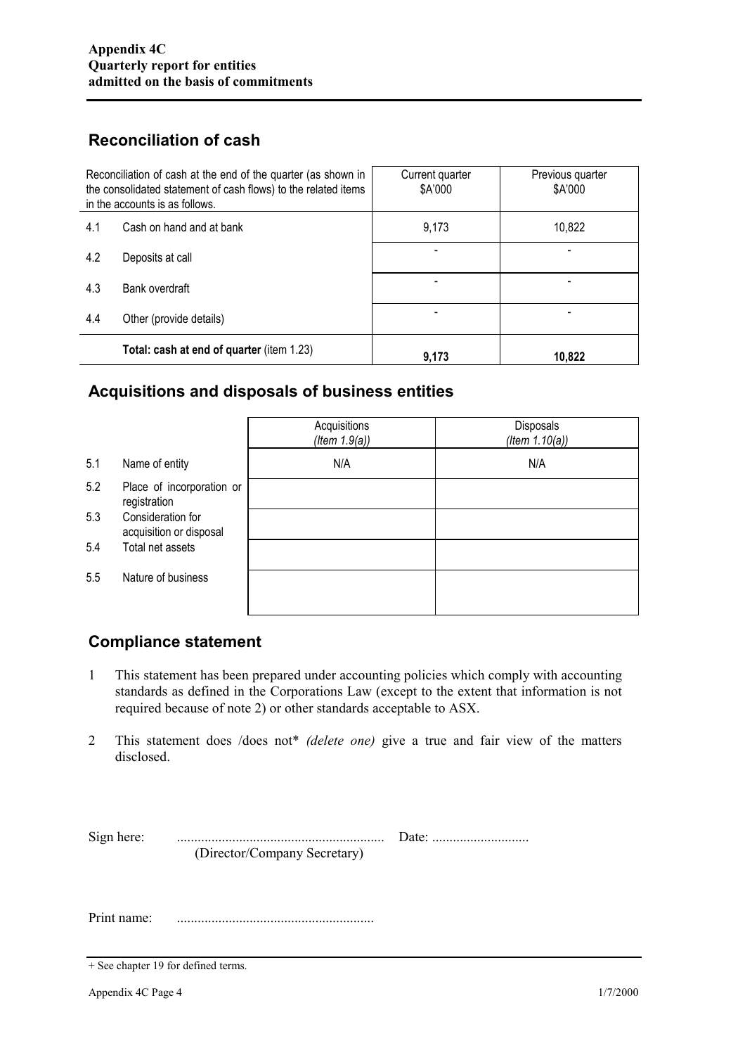## Reconciliation of cash

| Reconciliation of cash at the end of the quarter (as shown in the consolidated statement of cash flows) to the related items in the accounts is as follows. | | Current quarter $A'000 | Previous quarter $A'000 |
|---|---|---|---|
| 4.1 | Cash on hand and at bank | 9,173 | 10,822 |
| 4.2 | Deposits at call | - | - |
| 4.3 | Bank overdraft | - | - |
| 4.4 | Other (provide details) | - | - |
| | **Total: cash at end of quarter** (item 1.23) | **9,173** | **10,822** |

## Acquisitions and disposals of business entities

| | | Acquisitions *(Item 1.9(a))* | Disposals *(Item 1.10(a))* |
|---|---|---|---|
| 5.1 | Name of entity | N/A | N/A |
| 5.2 | Place of incorporation or registration | | |
| 5.3 | Consideration for acquisition or disposal | | |
| 5.4 | Total net assets | | |
| 5.5 | Nature of business | | |

## Compliance statement

1 This statement has been prepared under accounting policies which comply with accounting standards as defined in the Corporations Law (except to the extent that information is not required because of note 2) or other standards acceptable to ASX.

2 This statement does /does not* *(delete one)* give a true and fair view of the matters disclosed.

Sign here: ............................................................ Date: ............................
(Director/Company Secretary)

Print name: .........................................................

+ See chapter 19 for defined terms.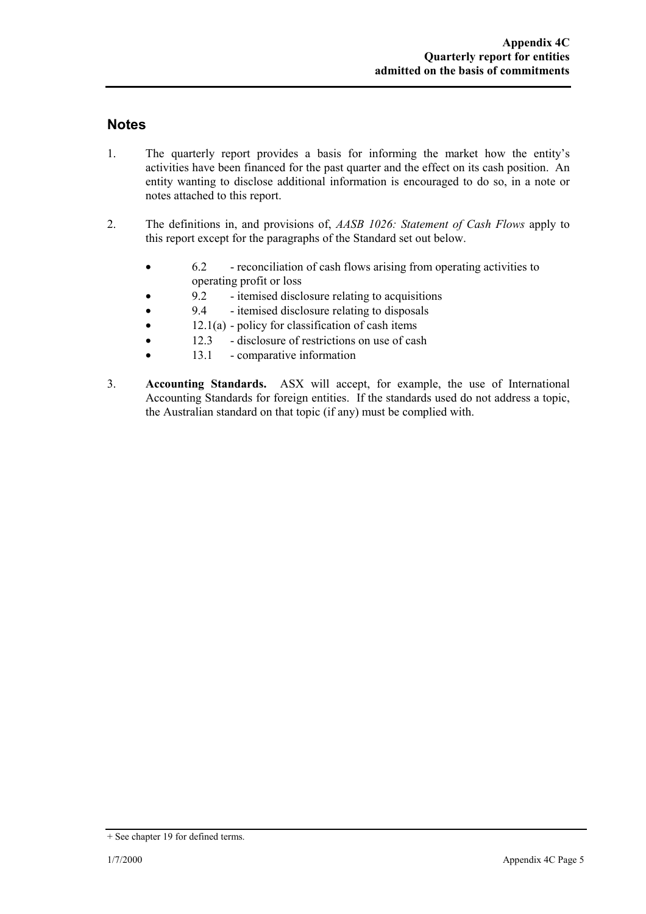## Notes

1. The quarterly report provides a basis for informing the market how the entity's activities have been financed for the past quarter and the effect on its cash position. An entity wanting to disclose additional information is encouraged to do so, in a note or notes attached to this report.

2. The definitions in, and provisions of, *AASB 1026: Statement of Cash Flows* apply to this report except for the paragraphs of the Standard set out below.

   - 6.2 - reconciliation of cash flows arising from operating activities to operating profit or loss
   - 9.2 - itemised disclosure relating to acquisitions
   - 9.4 - itemised disclosure relating to disposals
   - 12.1(a) - policy for classification of cash items
   - 12.3 - disclosure of restrictions on use of cash
   - 13.1 - comparative information

3. **Accounting Standards.** ASX will accept, for example, the use of International Accounting Standards for foreign entities. If the standards used do not address a topic, the Australian standard on that topic (if any) must be complied with.